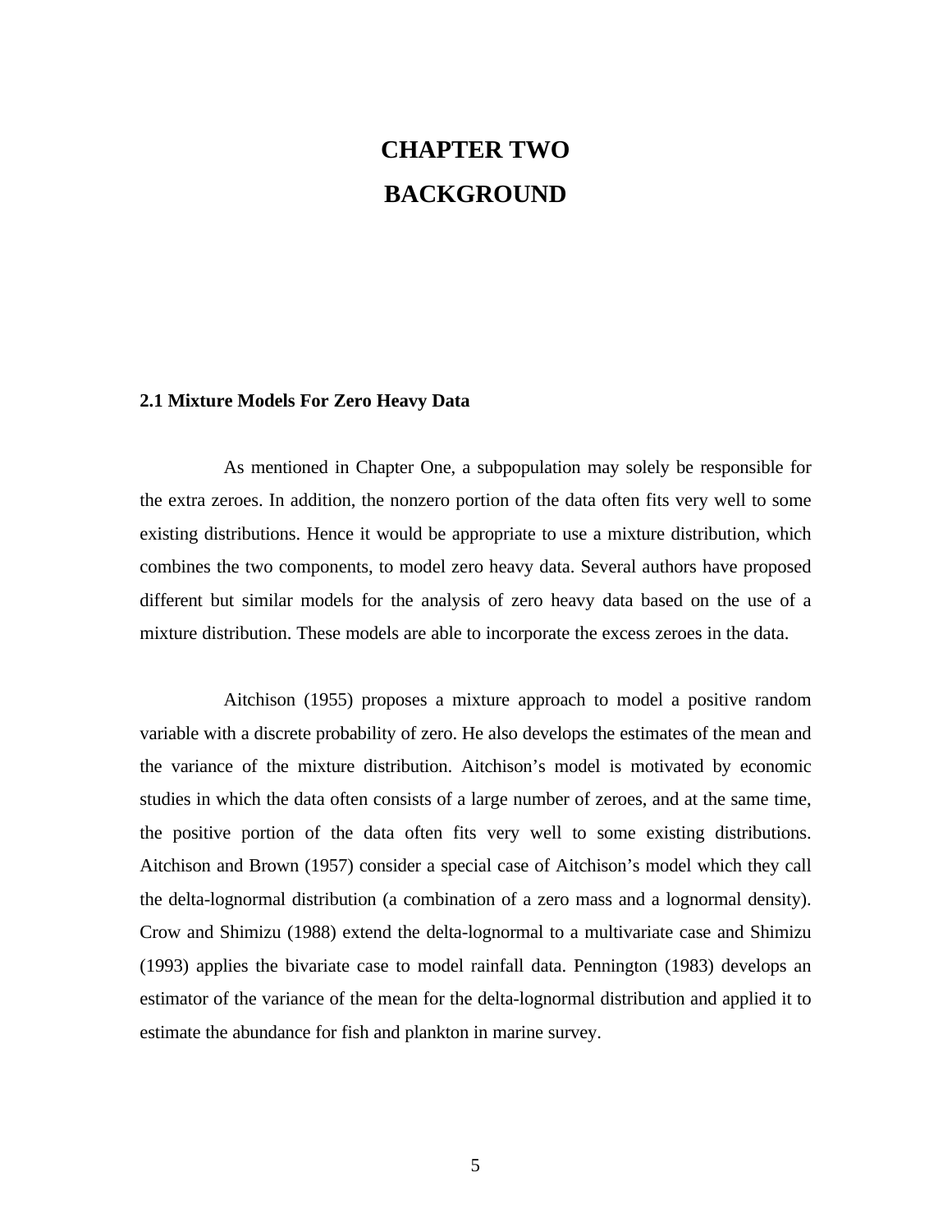# CHAPTER TWO

# BACKGROUND

## 2.1 Mixture Models For Zero Heavy Data

As mentioned in Chapter One, a subpopulation may solely be responsible for the extra zeroes. In addition, the nonzero portion of the data often fits very well to some existing distributions. Hence it would be appropriate to use a mixture distribution, which combines the two components, to model zero heavy data. Several authors have proposed different but similar models for the analysis of zero heavy data based on the use of a mixture distribution. These models are able to incorporate the excess zeroes in the data.

Aitchison (1955) proposes a mixture approach to model a positive random variable with a discrete probability of zero. He also develops the estimates of the mean and the variance of the mixture distribution. Aitchison's model is motivated by economic studies in which the data often consists of a large number of zeroes, and at the same time, the positive portion of the data often fits very well to some existing distributions. Aitchison and Brown (1957) consider a special case of Aitchison's model which they call the delta-lognormal distribution (a combination of a zero mass and a lognormal density). Crow and Shimizu (1988) extend the delta-lognormal to a multivariate case and Shimizu (1993) applies the bivariate case to model rainfall data. Pennington (1983) develops an estimator of the variance of the mean for the delta-lognormal distribution and applied it to estimate the abundance for fish and plankton in marine survey.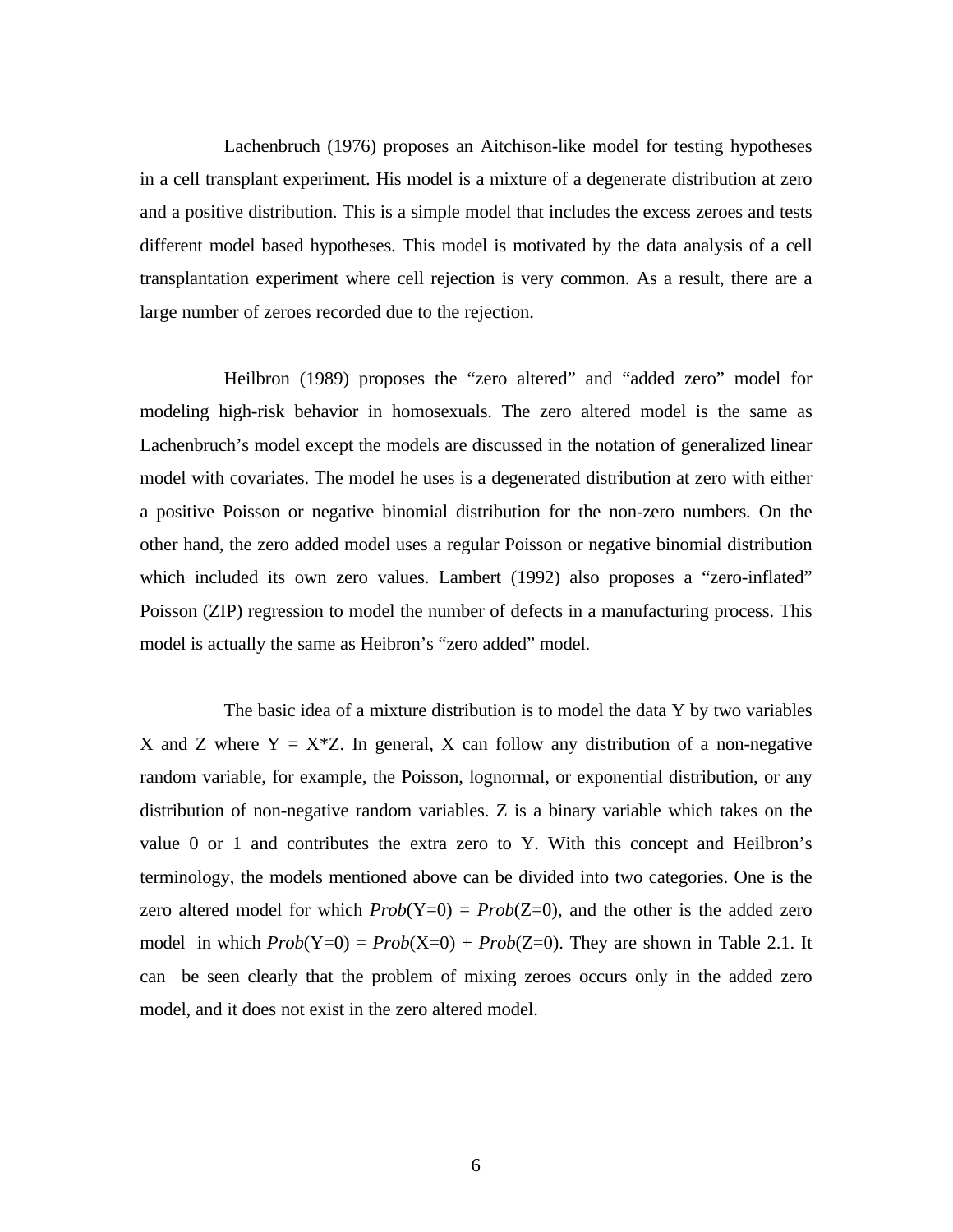Lachenbruch (1976) proposes an Aitchison-like model for testing hypotheses in a cell transplant experiment. His model is a mixture of a degenerate distribution at zero and a positive distribution. This is a simple model that includes the excess zeroes and tests different model based hypotheses. This model is motivated by the data analysis of a cell transplantation experiment where cell rejection is very common. As a result, there are a large number of zeroes recorded due to the rejection.

Heilbron (1989) proposes the "zero altered" and "added zero" model for modeling high-risk behavior in homosexuals. The zero altered model is the same as Lachenbruch's model except the models are discussed in the notation of generalized linear model with covariates. The model he uses is a degenerated distribution at zero with either a positive Poisson or negative binomial distribution for the non-zero numbers. On the other hand, the zero added model uses a regular Poisson or negative binomial distribution which included its own zero values. Lambert (1992) also proposes a "zero-inflated" Poisson (ZIP) regression to model the number of defects in a manufacturing process. This model is actually the same as Heibron's "zero added" model.

The basic idea of a mixture distribution is to model the data Y by two variables X and Z where $Y = X*Z$. In general, X can follow any distribution of a non-negative random variable, for example, the Poisson, lognormal, or exponential distribution, or any distribution of non-negative random variables. Z is a binary variable which takes on the value 0 or 1 and contributes the extra zero to Y. With this concept and Heilbron's terminology, the models mentioned above can be divided into two categories. One is the zero altered model for which $Prob(Y=0) = Prob(Z=0)$, and the other is the added zero model in which $Prob(Y=0) = Prob(X=0) + Prob(Z=0)$. They are shown in Table 2.1. It can be seen clearly that the problem of mixing zeroes occurs only in the added zero model, and it does not exist in the zero altered model.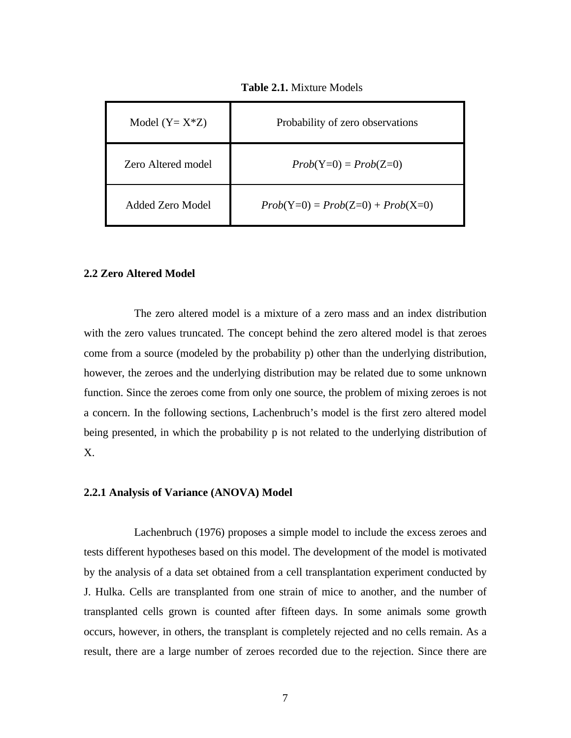**Table 2.1.** Mixture Models

| Model (Y= X*Z) | Probability of zero observations |
|---|---|
| Zero Altered model | *Prob*(Y=0) = *Prob*(Z=0) |
| Added Zero Model | *Prob*(Y=0) = *Prob*(Z=0) + *Prob*(X=0) |

### 2.2 Zero Altered Model

The zero altered model is a mixture of a zero mass and an index distribution with the zero values truncated. The concept behind the zero altered model is that zeroes come from a source (modeled by the probability p) other than the underlying distribution, however, the zeroes and the underlying distribution may be related due to some unknown function. Since the zeroes come from only one source, the problem of mixing zeroes is not a concern. In the following sections, Lachenbruch's model is the first zero altered model being presented, in which the probability p is not related to the underlying distribution of X.

#### 2.2.1 Analysis of Variance (ANOVA) Model

Lachenbruch (1976) proposes a simple model to include the excess zeroes and tests different hypotheses based on this model. The development of the model is motivated by the analysis of a data set obtained from a cell transplantation experiment conducted by J. Hulka. Cells are transplanted from one strain of mice to another, and the number of transplanted cells grown is counted after fifteen days. In some animals some growth occurs, however, in others, the transplant is completely rejected and no cells remain. As a result, there are a large number of zeroes recorded due to the rejection. Since there are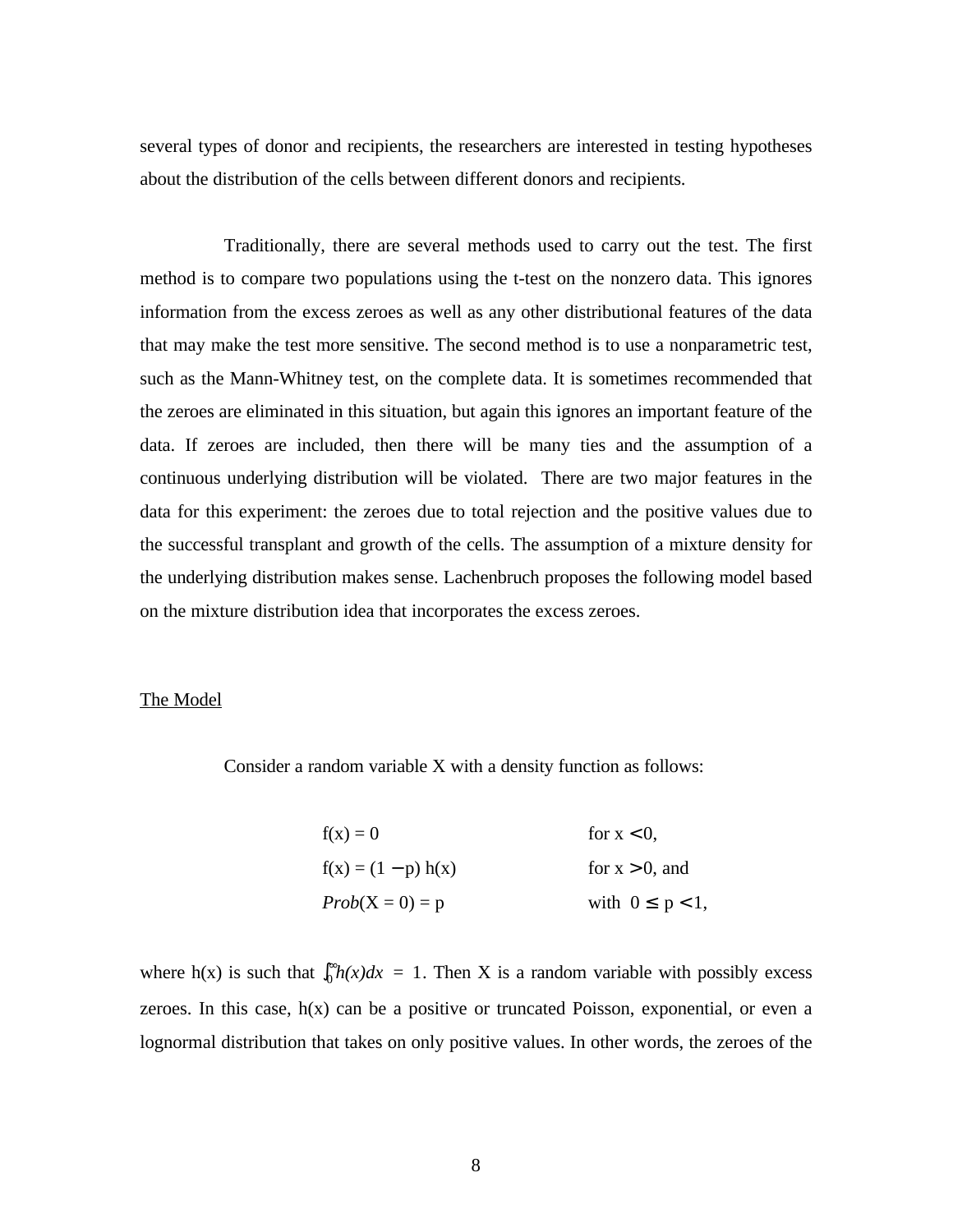several types of donor and recipients, the researchers are interested in testing hypotheses about the distribution of the cells between different donors and recipients.

Traditionally, there are several methods used to carry out the test. The first method is to compare two populations using the t-test on the nonzero data. This ignores information from the excess zeroes as well as any other distributional features of the data that may make the test more sensitive. The second method is to use a nonparametric test, such as the Mann-Whitney test, on the complete data. It is sometimes recommended that the zeroes are eliminated in this situation, but again this ignores an important feature of the data. If zeroes are included, then there will be many ties and the assumption of a continuous underlying distribution will be violated. There are two major features in the data for this experiment: the zeroes due to total rejection and the positive values due to the successful transplant and growth of the cells. The assumption of a mixture density for the underlying distribution makes sense. Lachenbruch proposes the following model based on the mixture distribution idea that incorporates the excess zeroes.

## The Model

Consider a random variable X with a density function as follows:

$$
\begin{aligned}
&f(x) = 0 && \text{for } x < 0, \\
&f(x) = (1 - p)\, h(x) && \text{for } x > 0, \text{ and} \\
&\mathit{Prob}(X = 0) = p && \text{with } 0 \leq p < 1,
\end{aligned}
$$

where h(x) is such that $\int_0^\infty h(x)dx = 1$. Then X is a random variable with possibly excess zeroes. In this case, h(x) can be a positive or truncated Poisson, exponential, or even a lognormal distribution that takes on only positive values. In other words, the zeroes of the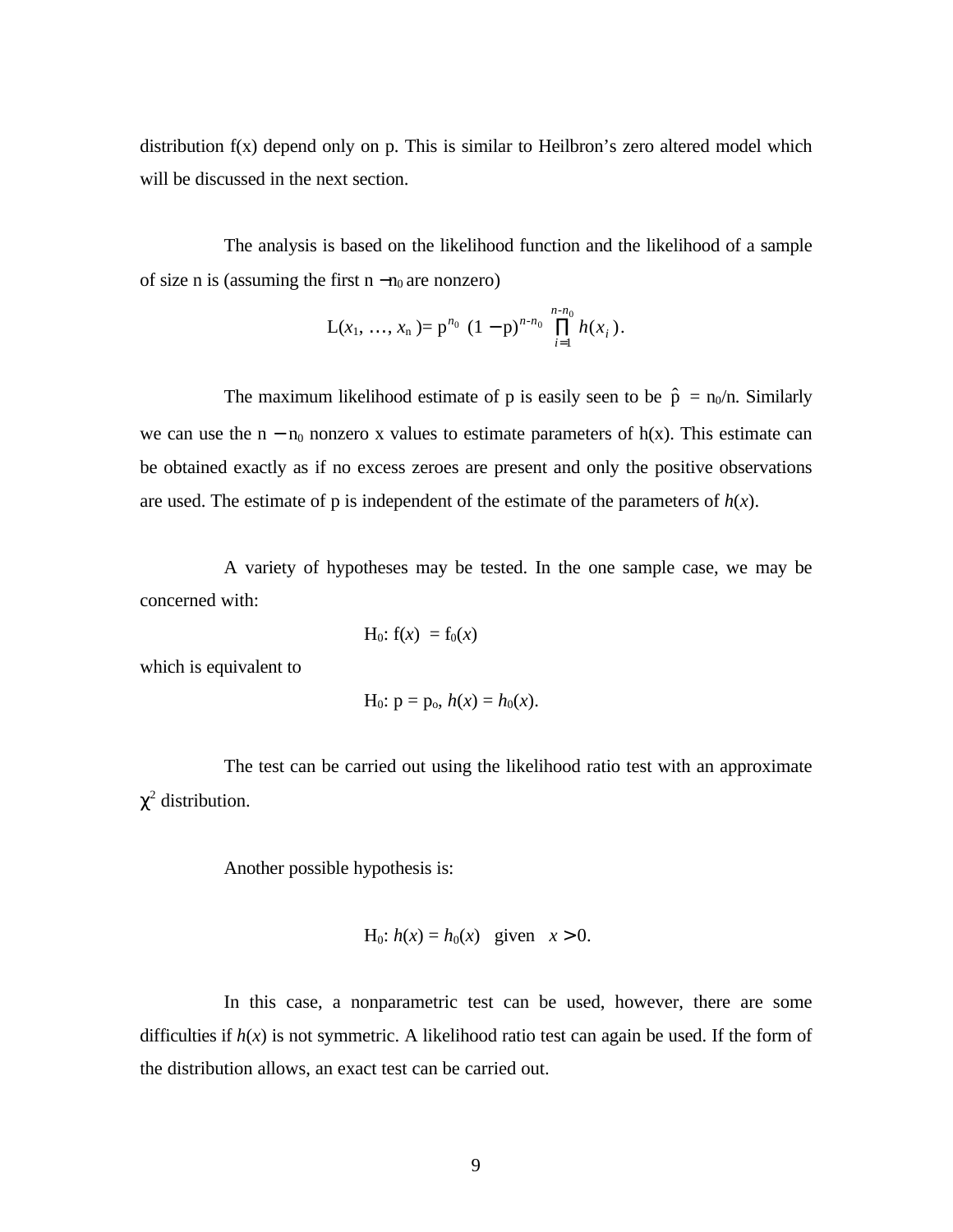distribution f(x) depend only on p. This is similar to Heilbron's zero altered model which will be discussed in the next section.

The analysis is based on the likelihood function and the likelihood of a sample of size n is (assuming the first $n - n_0$ are nonzero)

$$L(x_1, \ldots, x_n) = p^{n_0} (1 - p)^{n - n_0} \prod_{i=1}^{n - n_0} h(x_i).$$

The maximum likelihood estimate of p is easily seen to be $\hat{p} = n_0/n$. Similarly we can use the $n - n_0$ nonzero x values to estimate parameters of h(x). This estimate can be obtained exactly as if no excess zeroes are present and only the positive observations are used. The estimate of p is independent of the estimate of the parameters of $h(x)$.

A variety of hypotheses may be tested. In the one sample case, we may be concerned with:

$$H_0: f(x) = f_0(x)$$

which is equivalent to

$$H_0: p = p_o, \; h(x) = h_0(x).$$

The test can be carried out using the likelihood ratio test with an approximate $\chi^2$ distribution.

Another possible hypothesis is:

$$H_0: h(x) = h_0(x) \quad \text{given} \quad x > 0.$$

In this case, a nonparametric test can be used, however, there are some difficulties if $h(x)$ is not symmetric. A likelihood ratio test can again be used. If the form of the distribution allows, an exact test can be carried out.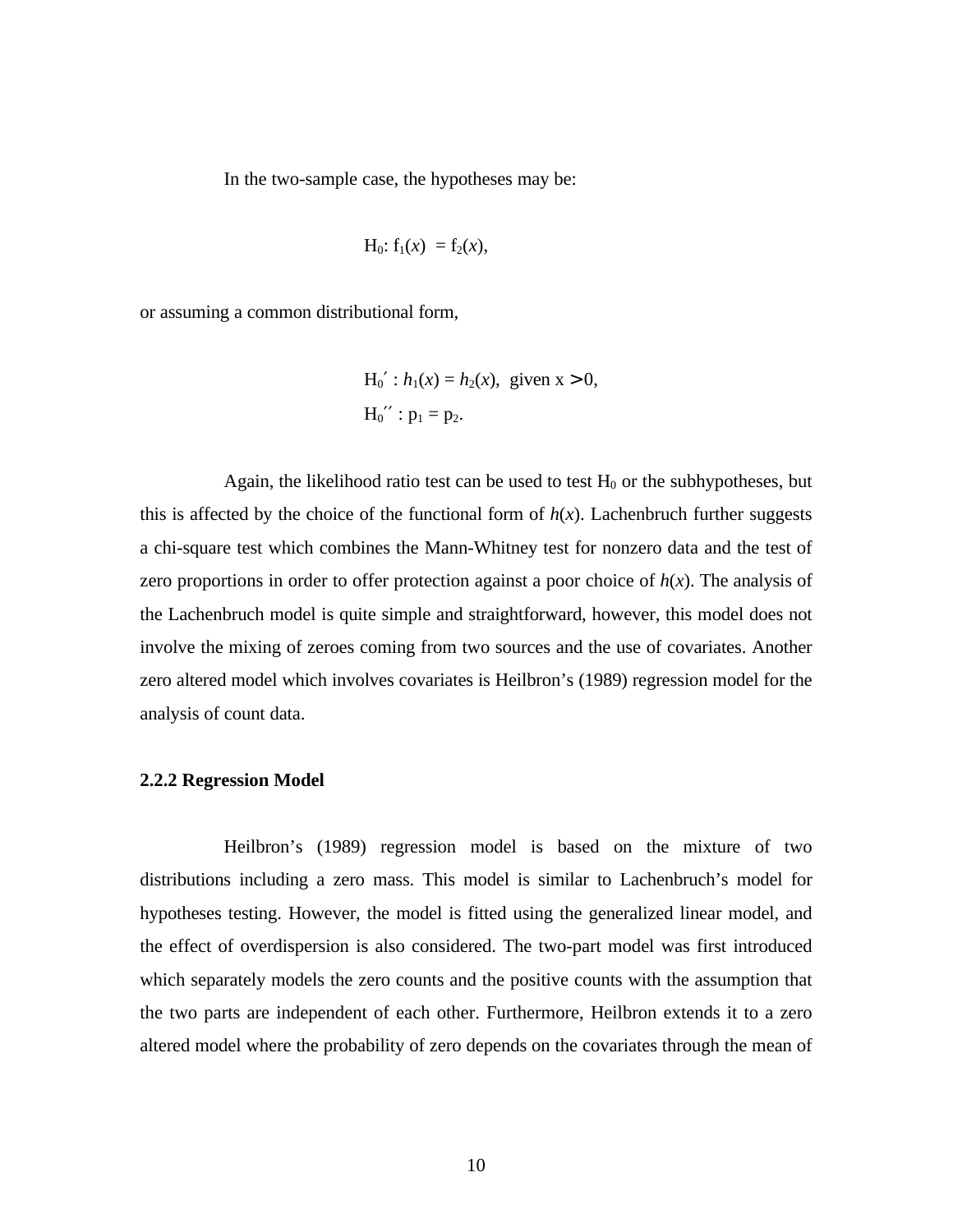In the two-sample case, the hypotheses may be:

$$H_0: f_1(x) = f_2(x),$$

or assuming a common distributional form,

$$H_0' : h_1(x) = h_2(x), \text{ given } x > 0,$$
$$H_0'' : p_1 = p_2.$$

Again, the likelihood ratio test can be used to test $H_0$ or the subhypotheses, but this is affected by the choice of the functional form of $h(x)$. Lachenbruch further suggests a chi-square test which combines the Mann-Whitney test for nonzero data and the test of zero proportions in order to offer protection against a poor choice of $h(x)$. The analysis of the Lachenbruch model is quite simple and straightforward, however, this model does not involve the mixing of zeroes coming from two sources and the use of covariates. Another zero altered model which involves covariates is Heilbron's (1989) regression model for the analysis of count data.

### 2.2.2 Regression Model

Heilbron's (1989) regression model is based on the mixture of two distributions including a zero mass. This model is similar to Lachenbruch's model for hypotheses testing. However, the model is fitted using the generalized linear model, and the effect of overdispersion is also considered. The two-part model was first introduced which separately models the zero counts and the positive counts with the assumption that the two parts are independent of each other. Furthermore, Heilbron extends it to a zero altered model where the probability of zero depends on the covariates through the mean of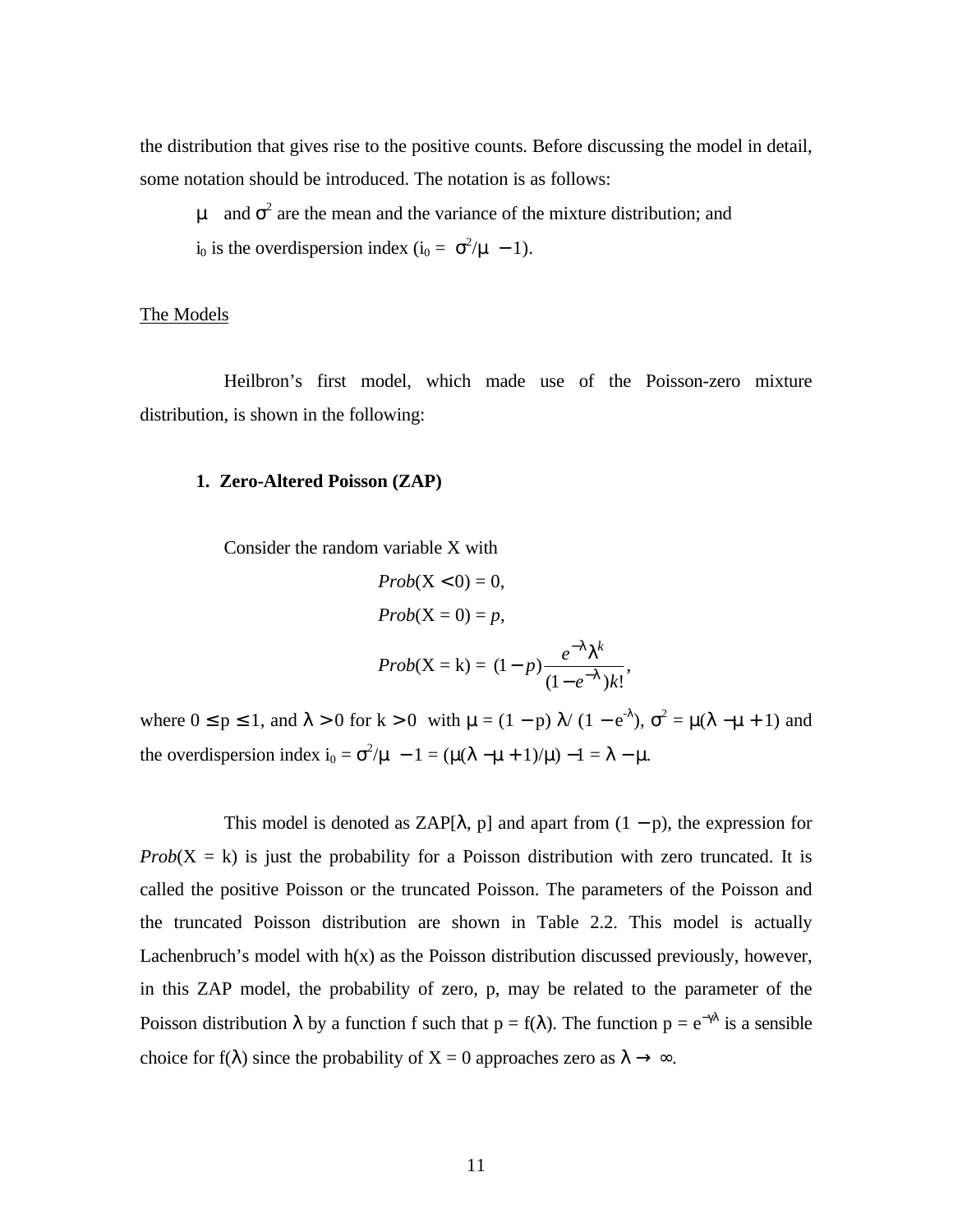the distribution that gives rise to the positive counts. Before discussing the model in detail, some notation should be introduced. The notation is as follows:

$\mu$ and $\sigma^2$ are the mean and the variance of the mixture distribution; and

$i_0$ is the overdispersion index ($i_0 = \sigma^2/\mu - 1$).

The Models

Heilbron's first model, which made use of the Poisson-zero mixture distribution, is shown in the following:

**1. Zero-Altered Poisson (ZAP)**

Consider the random variable X with

$$Prob(X < 0) = 0,$$

$$Prob(X = 0) = p,$$

$$Prob(X = k) = (1-p)\frac{e^{-\lambda}\lambda^k}{(1-e^{-\lambda})k!},$$

where $0 \le p \le 1$, and $\lambda > 0$ for $k > 0$ with $\mu = (1-p)\,\lambda/(1-e^{-\lambda})$, $\sigma^2 = \mu(\lambda - \mu + 1)$ and the overdispersion index $i_0 = \sigma^2/\mu - 1 = (\mu(\lambda - \mu + 1)/\mu) - 1 = \lambda - \mu$.

This model is denoted as ZAP[$\lambda$, p] and apart from $(1-p)$, the expression for $Prob(X = k)$ is just the probability for a Poisson distribution with zero truncated. It is called the positive Poisson or the truncated Poisson. The parameters of the Poisson and the truncated Poisson distribution are shown in Table 2.2. This model is actually Lachenbruch's model with h(x) as the Poisson distribution discussed previously, however, in this ZAP model, the probability of zero, p, may be related to the parameter of the Poisson distribution $\lambda$ by a function f such that $p = f(\lambda)$. The function $p = e^{-\gamma\lambda}$ is a sensible choice for $f(\lambda)$ since the probability of X = 0 approaches zero as $\lambda \to \infty$.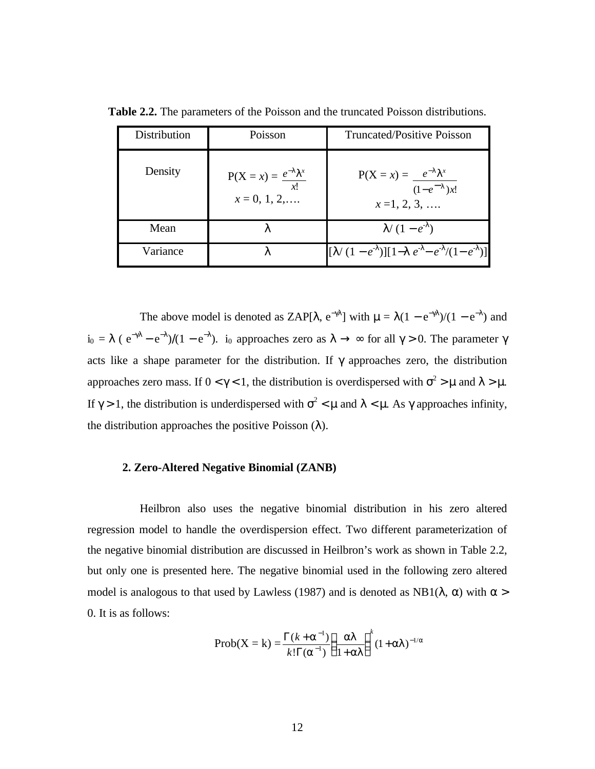**Table 2.2.** The parameters of the Poisson and the truncated Poisson distributions.

| Distribution | Poisson | Truncated/Positive Poisson |
|---|---|---|
| Density | $P(X = x) = \frac{e^{-\lambda}\lambda^x}{x!}$ <br> $x = 0, 1, 2, \ldots$ | $P(X = x) = \frac{e^{-\lambda}\lambda^x}{(1-e^{-\lambda})x!}$ <br> $x = 1, 2, 3, \ldots$ |
| Mean | $\lambda$ | $\lambda/(1-e^{-\lambda})$ |
| Variance | $\lambda$ | $[\lambda/(1-e^{-\lambda})][1-\lambda e^{-\lambda} - e^{-\lambda}/(1-e^{-\lambda})]$ |

The above model is denoted as ZAP[$\lambda$, $e^{-\gamma\lambda}$] with $\mu = \lambda(1 - e^{-\gamma\lambda})/(1 - e^{-\lambda})$ and $i_0 = \lambda\,(e^{-\gamma\lambda} - e^{-\lambda})/(1 - e^{-\lambda})$. $i_0$ approaches zero as $\lambda \rightarrow \infty$ for all $\gamma > 0$. The parameter $\gamma$ acts like a shape parameter for the distribution. If $\gamma$ approaches zero, the distribution approaches zero mass. If $0 < \gamma < 1$, the distribution is overdispersed with $\sigma^2 > \mu$ and $\lambda > \mu$. If $\gamma > 1$, the distribution is underdispersed with $\sigma^2 < \mu$ and $\lambda < \mu$. As $\gamma$ approaches infinity, the distribution approaches the positive Poisson ($\lambda$).

**2. Zero-Altered Negative Binomial (ZANB)**

Heilbron also uses the negative binomial distribution in his zero altered regression model to handle the overdispersion effect. Two different parameterization of the negative binomial distribution are discussed in Heilbron's work as shown in Table 2.2, but only one is presented here. The negative binomial used in the following zero altered model is analogous to that used by Lawless (1987) and is denoted as NB1($\lambda$, $\alpha$) with $\alpha >$ 0. It is as follows:

$$\text{Prob}(X = k) = \frac{\Gamma(k+\alpha^{-1})}{k!\,\Gamma(\alpha^{-1})}\left(\frac{\alpha\lambda}{1+\alpha\lambda}\right)^k (1+\alpha\lambda)^{-1/\alpha}$$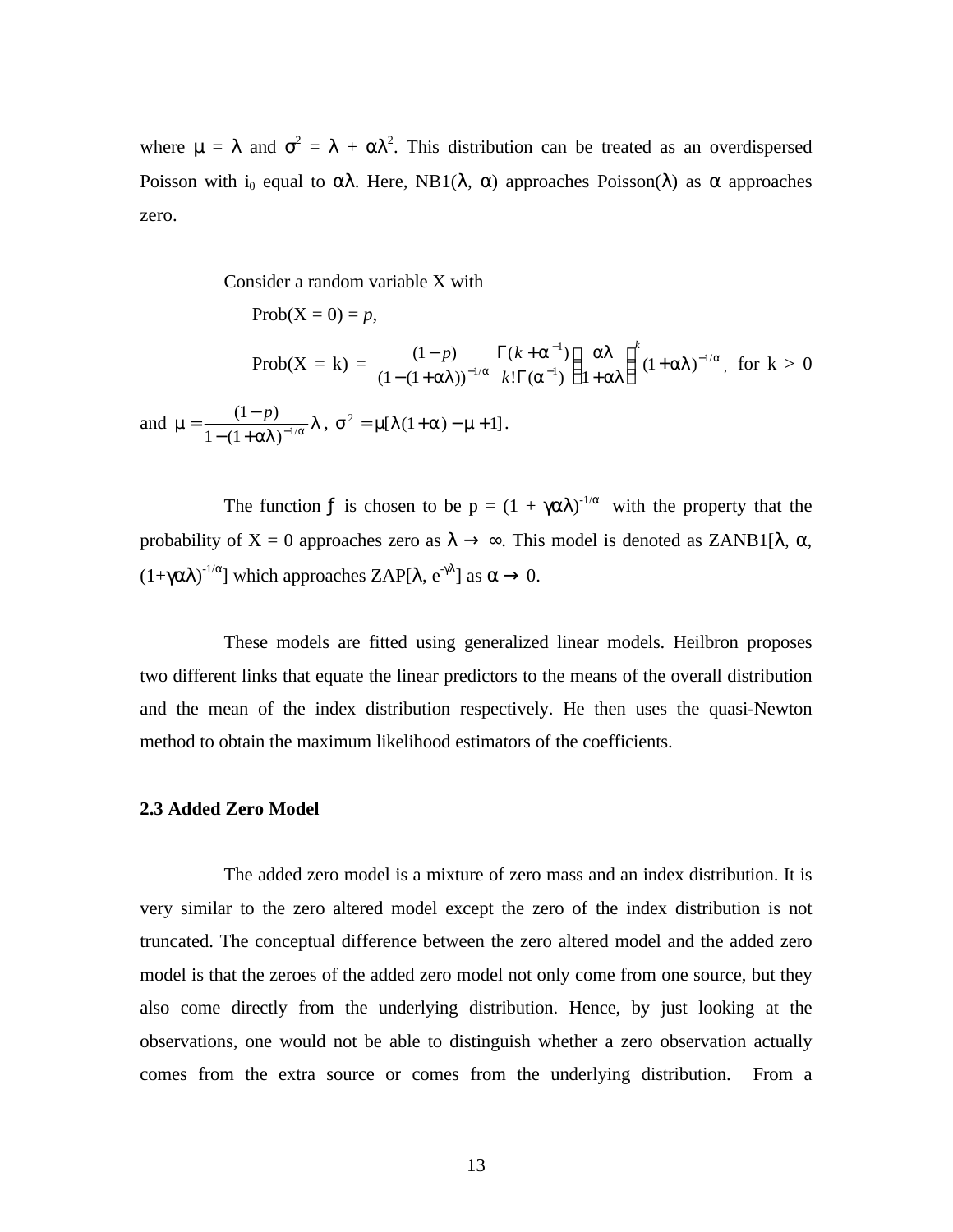where $\mu = \lambda$ and $\sigma^2 = \lambda + \alpha\lambda^2$. This distribution can be treated as an overdispersed Poisson with $i_0$ equal to $\alpha\lambda$. Here, NB1($\lambda$, $\alpha$) approaches Poisson($\lambda$) as $\alpha$ approaches zero.

Consider a random variable X with

$$\text{Prob}(X = 0) = p,$$

$$\text{Prob}(X = k) = \frac{(1-p)}{(1-(1+\alpha\lambda))^{-1/\alpha}} \frac{\Gamma(k+\alpha^{-1})}{k!\Gamma(\alpha^{-1})} \left(\frac{\alpha\lambda}{1+\alpha\lambda}\right)^k (1+\alpha\lambda)^{-1/\alpha}, \text{ for } k > 0$$

and $\mu = \dfrac{(1-p)}{1-(1+\alpha\lambda)^{-1/\alpha}}\lambda$, $\sigma^2 = \mu[\lambda(1+\alpha) - \mu + 1]$.

The function $f$ is chosen to be $p = (1 + \gamma\alpha\lambda)^{-1/\alpha}$ with the property that the probability of X = 0 approaches zero as $\lambda \to \infty$. This model is denoted as ZANB1[$\lambda$, $\alpha$, $(1+\gamma\alpha\lambda)^{-1/\alpha}$] which approaches ZAP[$\lambda$, $e^{-\gamma\lambda}$] as $\alpha \to 0$.

These models are fitted using generalized linear models. Heilbron proposes two different links that equate the linear predictors to the means of the overall distribution and the mean of the index distribution respectively. He then uses the quasi-Newton method to obtain the maximum likelihood estimators of the coefficients.

### 2.3 Added Zero Model

The added zero model is a mixture of zero mass and an index distribution. It is very similar to the zero altered model except the zero of the index distribution is not truncated. The conceptual difference between the zero altered model and the added zero model is that the zeroes of the added zero model not only come from one source, but they also come directly from the underlying distribution. Hence, by just looking at the observations, one would not be able to distinguish whether a zero observation actually comes from the extra source or comes from the underlying distribution. From a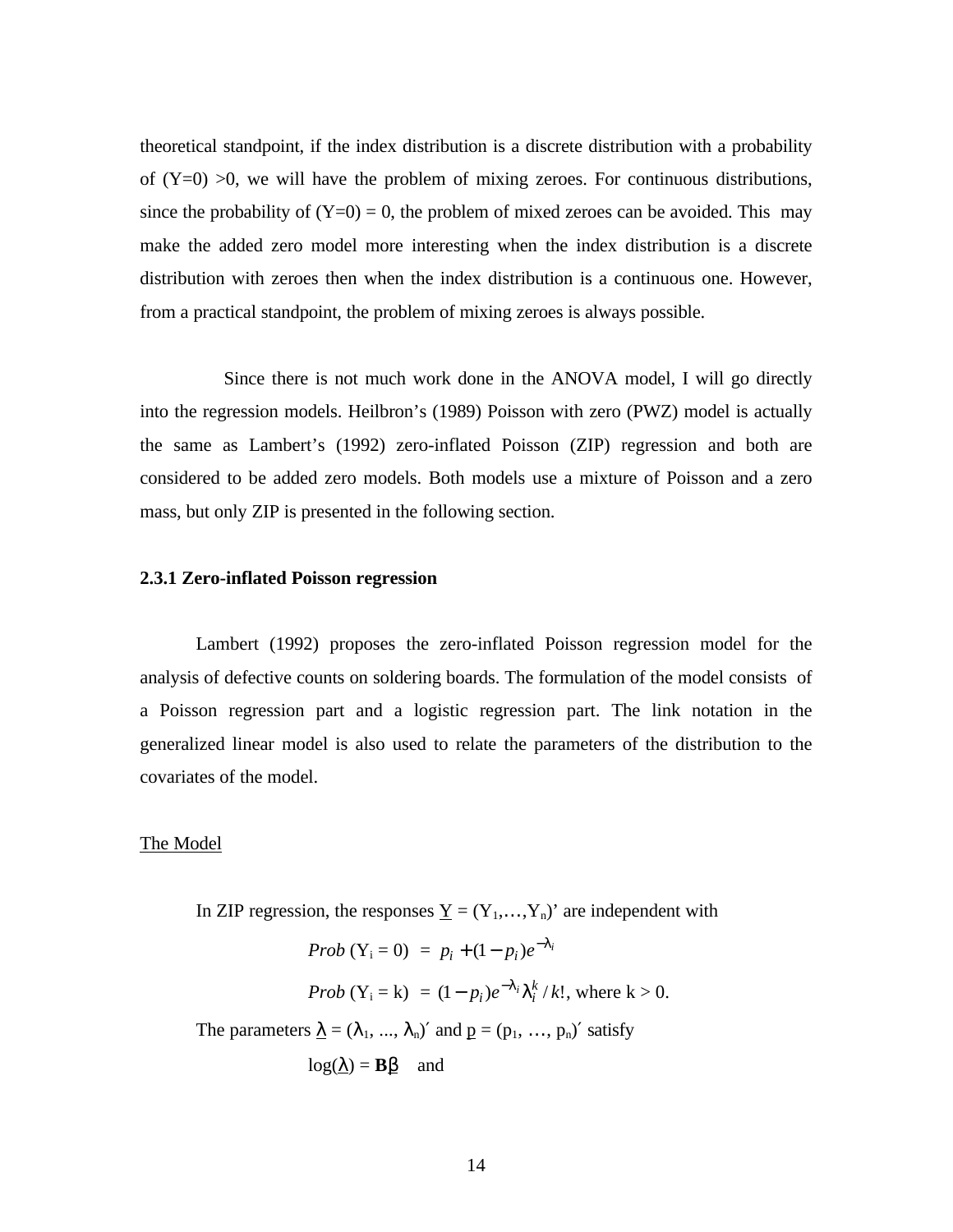theoretical standpoint, if the index distribution is a discrete distribution with a probability of (Y=0) >0, we will have the problem of mixing zeroes. For continuous distributions, since the probability of (Y=0) = 0, the problem of mixed zeroes can be avoided. This may make the added zero model more interesting when the index distribution is a discrete distribution with zeroes then when the index distribution is a continuous one. However, from a practical standpoint, the problem of mixing zeroes is always possible.

Since there is not much work done in the ANOVA model, I will go directly into the regression models. Heilbron's (1989) Poisson with zero (PWZ) model is actually the same as Lambert's (1992) zero-inflated Poisson (ZIP) regression and both are considered to be added zero models. Both models use a mixture of Poisson and a zero mass, but only ZIP is presented in the following section.

### 2.3.1 Zero-inflated Poisson regression

Lambert (1992) proposes the zero-inflated Poisson regression model for the analysis of defective counts on soldering boards. The formulation of the model consists of a Poisson regression part and a logistic regression part. The link notation in the generalized linear model is also used to relate the parameters of the distribution to the covariates of the model.

The Model

In ZIP regression, the responses $\underline{Y} = (Y_1,\ldots,Y_n)'$ are independent with

$$Prob\,(Y_i = 0) = p_i + (1-p_i)e^{-\lambda_i}$$

$$Prob\,(Y_i = k) = (1-p_i)e^{-\lambda_i}\lambda_i^k / k!, \text{ where } k > 0.$$

The parameters $\underline{\lambda} = (\lambda_1, \ldots, \lambda_n)'$ and $\underline{p} = (p_1, \ldots, p_n)'$ satisfy

$$\log(\underline{\lambda}) = \mathbf{B}\underline{\beta} \quad \text{and}$$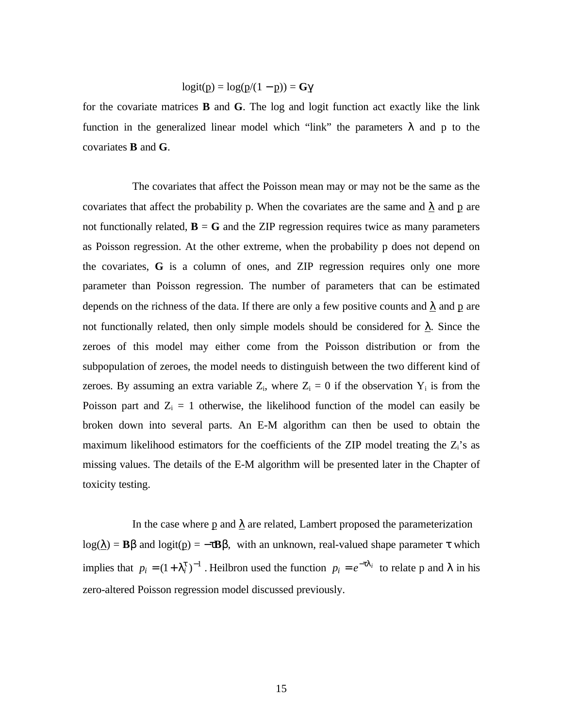$$\text{logit}(\underline{p}) = \log(\underline{p}/(1 - \underline{p})) = \mathbf{G}\gamma$$

for the covariate matrices **B** and **G**. The log and logit function act exactly like the link function in the generalized linear model which "link" the parameters $\lambda$ and p to the covariates **B** and **G**.

The covariates that affect the Poisson mean may or may not be the same as the covariates that affect the probability p. When the covariates are the same and $\underline{\lambda}$ and $\underline{p}$ are not functionally related, **B** = **G** and the ZIP regression requires twice as many parameters as Poisson regression. At the other extreme, when the probability p does not depend on the covariates, **G** is a column of ones, and ZIP regression requires only one more parameter than Poisson regression. The number of parameters that can be estimated depends on the richness of the data. If there are only a few positive counts and $\underline{\lambda}$ and $\underline{p}$ are not functionally related, then only simple models should be considered for $\underline{\lambda}$. Since the zeroes of this model may either come from the Poisson distribution or from the subpopulation of zeroes, the model needs to distinguish between the two different kind of zeroes. By assuming an extra variable $Z_i$, where $Z_i = 0$ if the observation $Y_i$ is from the Poisson part and $Z_i = 1$ otherwise, the likelihood function of the model can easily be broken down into several parts. An E-M algorithm can then be used to obtain the maximum likelihood estimators for the coefficients of the ZIP model treating the $Z_i$'s as missing values. The details of the E-M algorithm will be presented later in the Chapter of toxicity testing.

In the case where $\underline{p}$ and $\underline{\lambda}$ are related, Lambert proposed the parameterization $\log(\underline{\lambda}) = \mathbf{B}\beta$ and $\text{logit}(\underline{p}) = -\tau\mathbf{B}\beta$, with an unknown, real-valued shape parameter $\tau$ which implies that $p_i = (1 + \lambda_i^{\tau})^{-1}$. Heilbron used the function $p_i = e^{-\tau\lambda_i}$ to relate p and $\lambda$ in his zero-altered Poisson regression model discussed previously.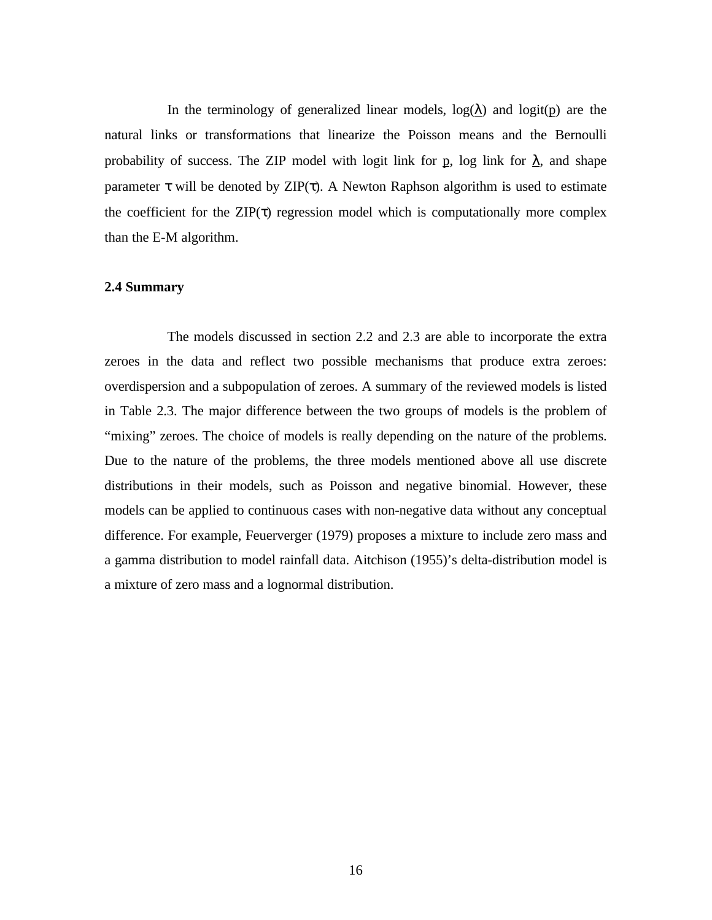In the terminology of generalized linear models, $\log(\underline{\lambda})$ and $\text{logit}(\underline{p})$ are the natural links or transformations that linearize the Poisson means and the Bernoulli probability of success. The ZIP model with logit link for $\underline{p}$, log link for $\underline{\lambda}$, and shape parameter $\tau$ will be denoted by ZIP($\tau$). A Newton Raphson algorithm is used to estimate the coefficient for the ZIP($\tau$) regression model which is computationally more complex than the E-M algorithm.

### 2.4 Summary

The models discussed in section 2.2 and 2.3 are able to incorporate the extra zeroes in the data and reflect two possible mechanisms that produce extra zeroes: overdispersion and a subpopulation of zeroes. A summary of the reviewed models is listed in Table 2.3. The major difference between the two groups of models is the problem of "mixing" zeroes. The choice of models is really depending on the nature of the problems. Due to the nature of the problems, the three models mentioned above all use discrete distributions in their models, such as Poisson and negative binomial. However, these models can be applied to continuous cases with non-negative data without any conceptual difference. For example, Feuerverger (1979) proposes a mixture to include zero mass and a gamma distribution to model rainfall data. Aitchison (1955)'s delta-distribution model is a mixture of zero mass and a lognormal distribution.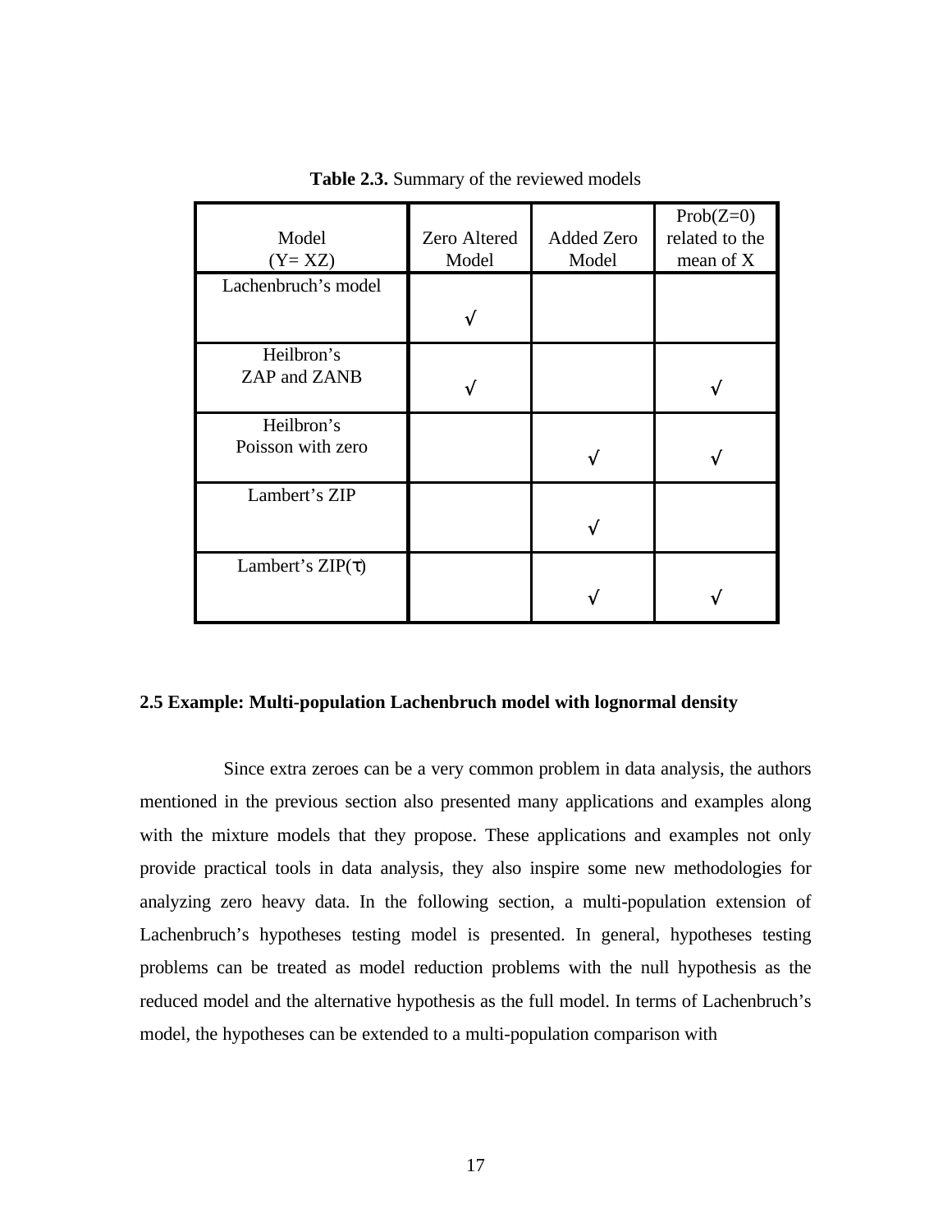**Table 2.3.** Summary of the reviewed models

| Model (Y= XZ) | Zero Altered Model | Added Zero Model | Prob(Z=0) related to the mean of X |
|---|---|---|---|
| Lachenbruch's model | √ | | |
| Heilbron's ZAP and ZANB | √ | | √ |
| Heilbron's Poisson with zero | | √ | √ |
| Lambert's ZIP | | √ | |
| Lambert's ZIP($\tau$) | | √ | √ |

## 2.5 Example: Multi-population Lachenbruch model with lognormal density

Since extra zeroes can be a very common problem in data analysis, the authors mentioned in the previous section also presented many applications and examples along with the mixture models that they propose. These applications and examples not only provide practical tools in data analysis, they also inspire some new methodologies for analyzing zero heavy data. In the following section, a multi-population extension of Lachenbruch's hypotheses testing model is presented. In general, hypotheses testing problems can be treated as model reduction problems with the null hypothesis as the reduced model and the alternative hypothesis as the full model. In terms of Lachenbruch's model, the hypotheses can be extended to a multi-population comparison with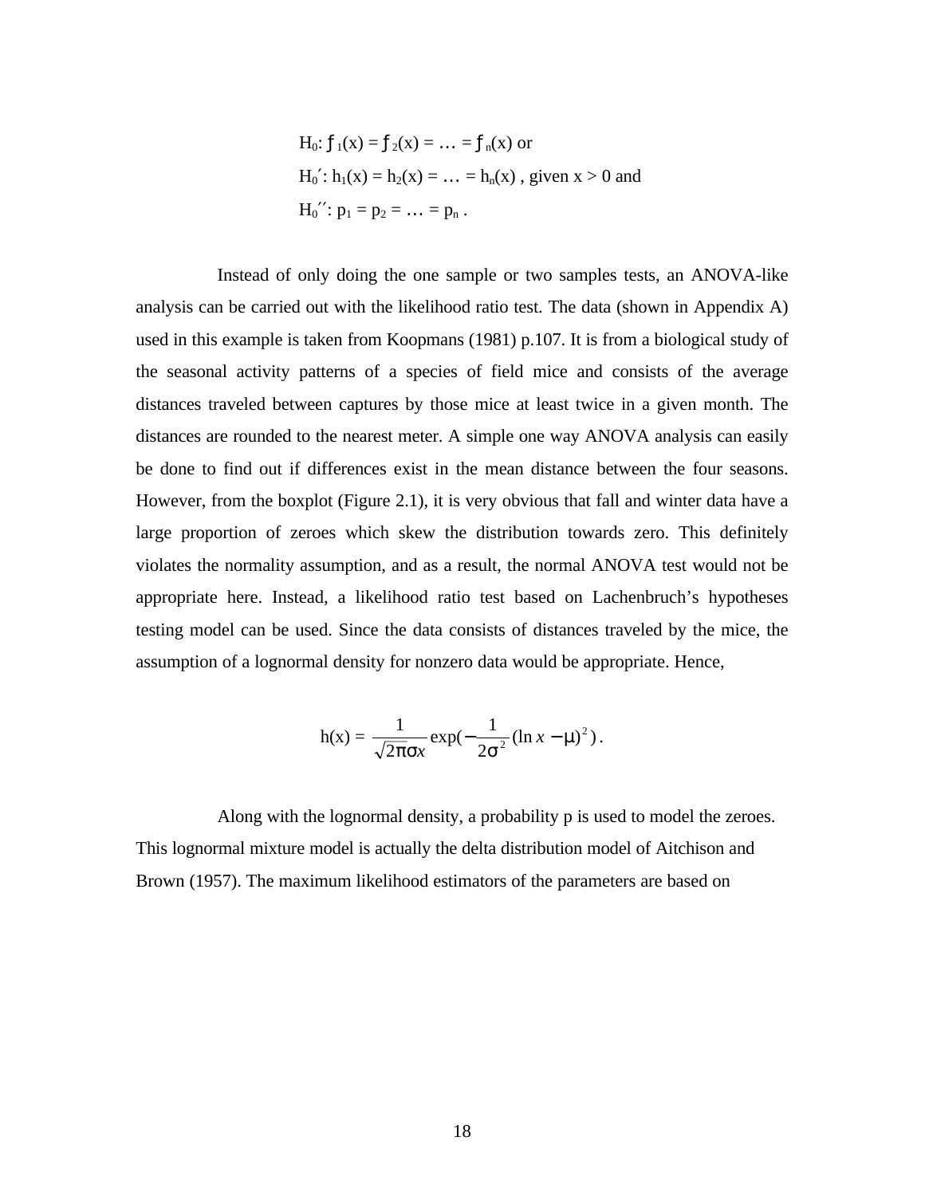$H_0$: $f_1(x) = f_2(x) = \ldots = f_n(x)$ or

$H_0'$: $h_1(x) = h_2(x) = \ldots = h_n(x)$ , given $x > 0$ and

$H_0''$: $p_1 = p_2 = \ldots = p_n$ .

Instead of only doing the one sample or two samples tests, an ANOVA-like analysis can be carried out with the likelihood ratio test. The data (shown in Appendix A) used in this example is taken from Koopmans (1981) p.107. It is from a biological study of the seasonal activity patterns of a species of field mice and consists of the average distances traveled between captures by those mice at least twice in a given month. The distances are rounded to the nearest meter. A simple one way ANOVA analysis can easily be done to find out if differences exist in the mean distance between the four seasons. However, from the boxplot (Figure 2.1), it is very obvious that fall and winter data have a large proportion of zeroes which skew the distribution towards zero. This definitely violates the normality assumption, and as a result, the normal ANOVA test would not be appropriate here. Instead, a likelihood ratio test based on Lachenbruch's hypotheses testing model can be used. Since the data consists of distances traveled by the mice, the assumption of a lognormal density for nonzero data would be appropriate. Hence,

$$h(x) = \frac{1}{\sqrt{2\pi}\sigma x}\exp\left(-\frac{1}{2\sigma^2}(\ln x - \mu)^2\right).$$

Along with the lognormal density, a probability p is used to model the zeroes. This lognormal mixture model is actually the delta distribution model of Aitchison and Brown (1957). The maximum likelihood estimators of the parameters are based on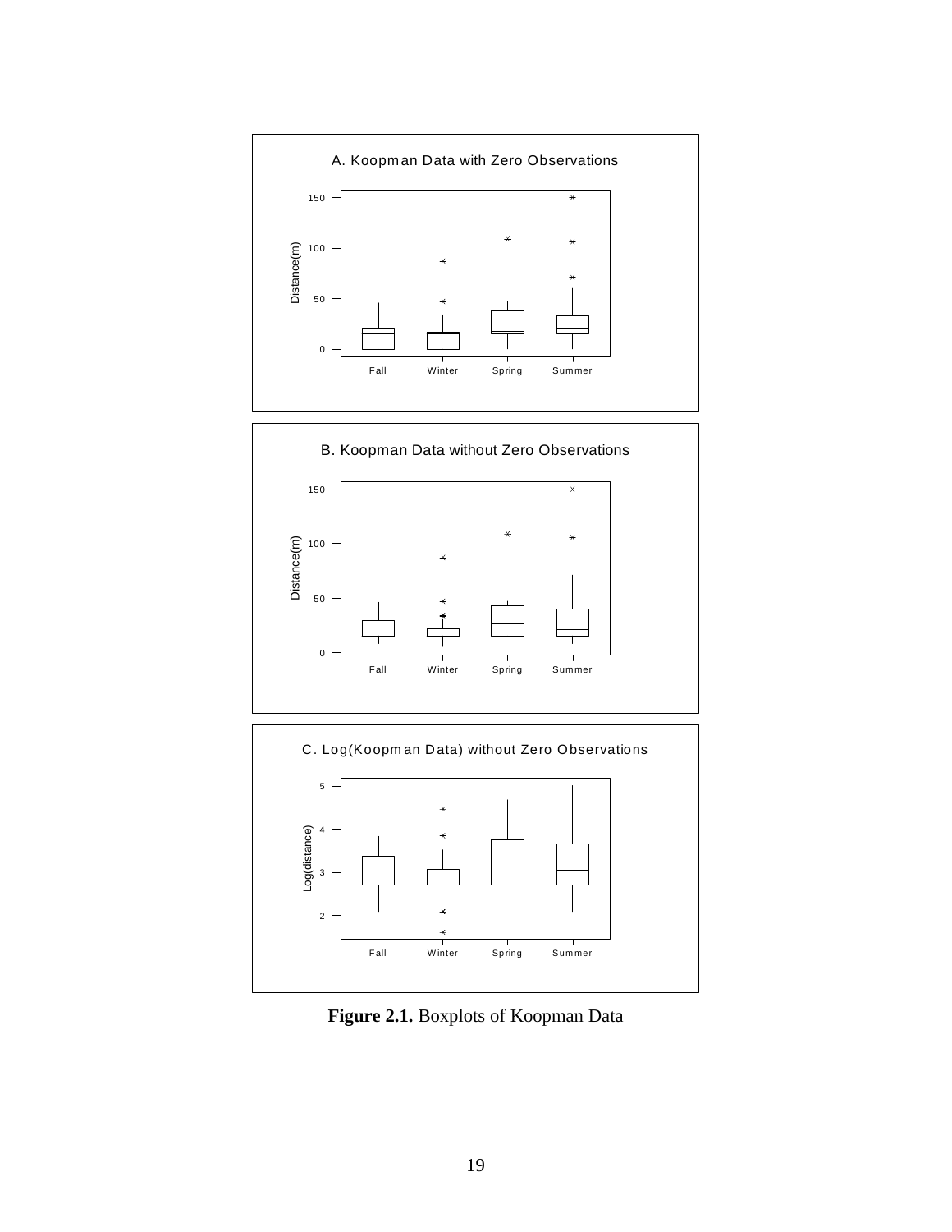A. Koopman Data with Zero Observations

B. Koopman Data without Zero Observations

C. Log(Koopman Data) without Zero Observations

**Figure 2.1.** Boxplots of Koopman Data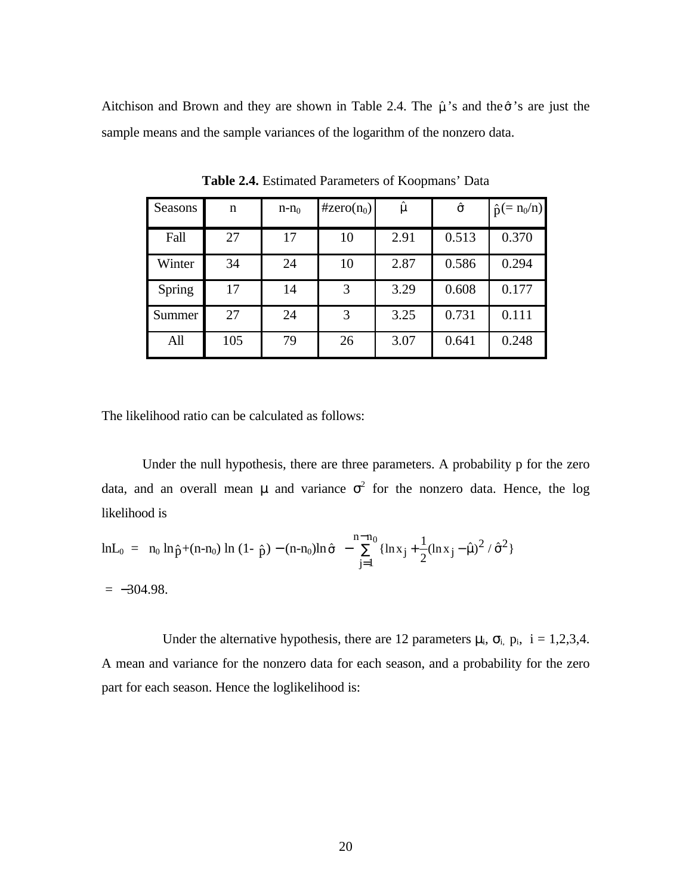Aitchison and Brown and they are shown in Table 2.4. The $\hat{\mu}$'s and the $\hat{\sigma}$'s are just the sample means and the sample variances of the logarithm of the nonzero data.

**Table 2.4.** Estimated Parameters of Koopmans' Data

| Seasons | n | n-$n_0$ | #zero($n_0$) | $\hat{\mu}$ | $\hat{\sigma}$ | $\hat{p}$(= $n_0$/n) |
|---|---|---|---|---|---|---|
| Fall | 27 | 17 | 10 | 2.91 | 0.513 | 0.370 |
| Winter | 34 | 24 | 10 | 2.87 | 0.586 | 0.294 |
| Spring | 17 | 14 | 3 | 3.29 | 0.608 | 0.177 |
| Summer | 27 | 24 | 3 | 3.25 | 0.731 | 0.111 |
| All | 105 | 79 | 26 | 3.07 | 0.641 | 0.248 |

The likelihood ratio can be calculated as follows:

Under the null hypothesis, there are three parameters. A probability p for the zero data, and an overall mean $\mu$ and variance $\sigma^2$ for the nonzero data. Hence, the log likelihood is

$$\ln L_0 = n_0 \ln \hat{p} + (n-n_0) \ln (1-\hat{p}) - (n-n_0)\ln\hat{\sigma} - \sum_{j=1}^{n-n_0} \{\ln x_j + \frac{1}{2}(\ln x_j - \hat{\mu})^2 / \hat{\sigma}^2\}$$

$$= -304.98.$$

Under the alternative hypothesis, there are 12 parameters $\mu_i$, $\sigma_i$, $p_i$, $i = 1,2,3,4$. A mean and variance for the nonzero data for each season, and a probability for the zero part for each season. Hence the loglikelihood is: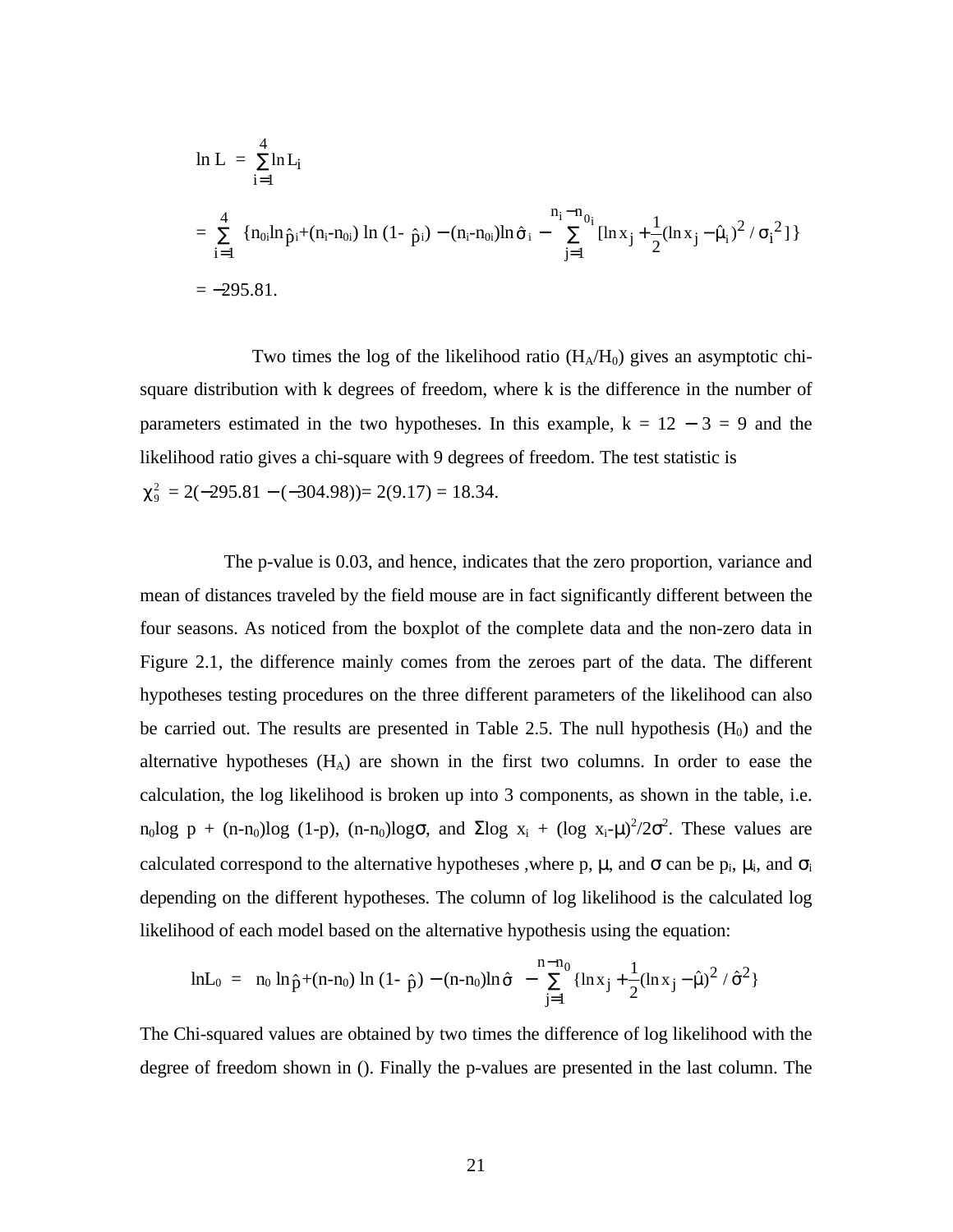$$\ln L = \sum_{i=1}^{4} \ln L_i$$

$$= \sum_{i=1}^{4} \{n_{0i} \ln \hat{p}_i + (n_i - n_{0i}) \ln (1 - \hat{p}_i) - (n_i - n_{0i}) \ln \hat{\sigma}_i - \sum_{j=1}^{n_i - n_{0i}} [\ln x_j + \frac{1}{2}(\ln x_j - \hat{\mu}_i)^2 / \sigma_i^2 ]\}$$

$$= -295.81.$$

Two times the log of the likelihood ratio ($H_A/H_0$) gives an asymptotic chi-square distribution with k degrees of freedom, where k is the difference in the number of parameters estimated in the two hypotheses. In this example, k = 12 − 3 = 9 and the likelihood ratio gives a chi-square with 9 degrees of freedom. The test statistic is

$\chi_9^2 = 2(-295.81 - (-304.98)) = 2(9.17) = 18.34$.

The p-value is 0.03, and hence, indicates that the zero proportion, variance and mean of distances traveled by the field mouse are in fact significantly different between the four seasons. As noticed from the boxplot of the complete data and the non-zero data in Figure 2.1, the difference mainly comes from the zeroes part of the data. The different hypotheses testing procedures on the three different parameters of the likelihood can also be carried out. The results are presented in Table 2.5. The null hypothesis ($H_0$) and the alternative hypotheses ($H_A$) are shown in the first two columns. In order to ease the calculation, the log likelihood is broken up into 3 components, as shown in the table, i.e. $n_0 \log p + (n-n_0) \log (1-p)$, $(n-n_0)\log\sigma$, and $\Sigma \log x_i + (\log x_i - \mu)^2/2\sigma^2$. These values are calculated correspond to the alternative hypotheses ,where p, $\mu$, and $\sigma$ can be $p_i$, $\mu_i$, and $\sigma_i$ depending on the different hypotheses. The column of log likelihood is the calculated log likelihood of each model based on the alternative hypothesis using the equation:

$$\ln L_0 = n_0 \ln \hat{p} + (n-n_0) \ln (1 - \hat{p}) - (n-n_0) \ln \hat{\sigma} - \sum_{j=1}^{n-n_0} \{\ln x_j + \frac{1}{2}(\ln x_j - \hat{\mu})^2 / \hat{\sigma}^2\}$$

The Chi-squared values are obtained by two times the difference of log likelihood with the degree of freedom shown in (). Finally the p-values are presented in the last column. The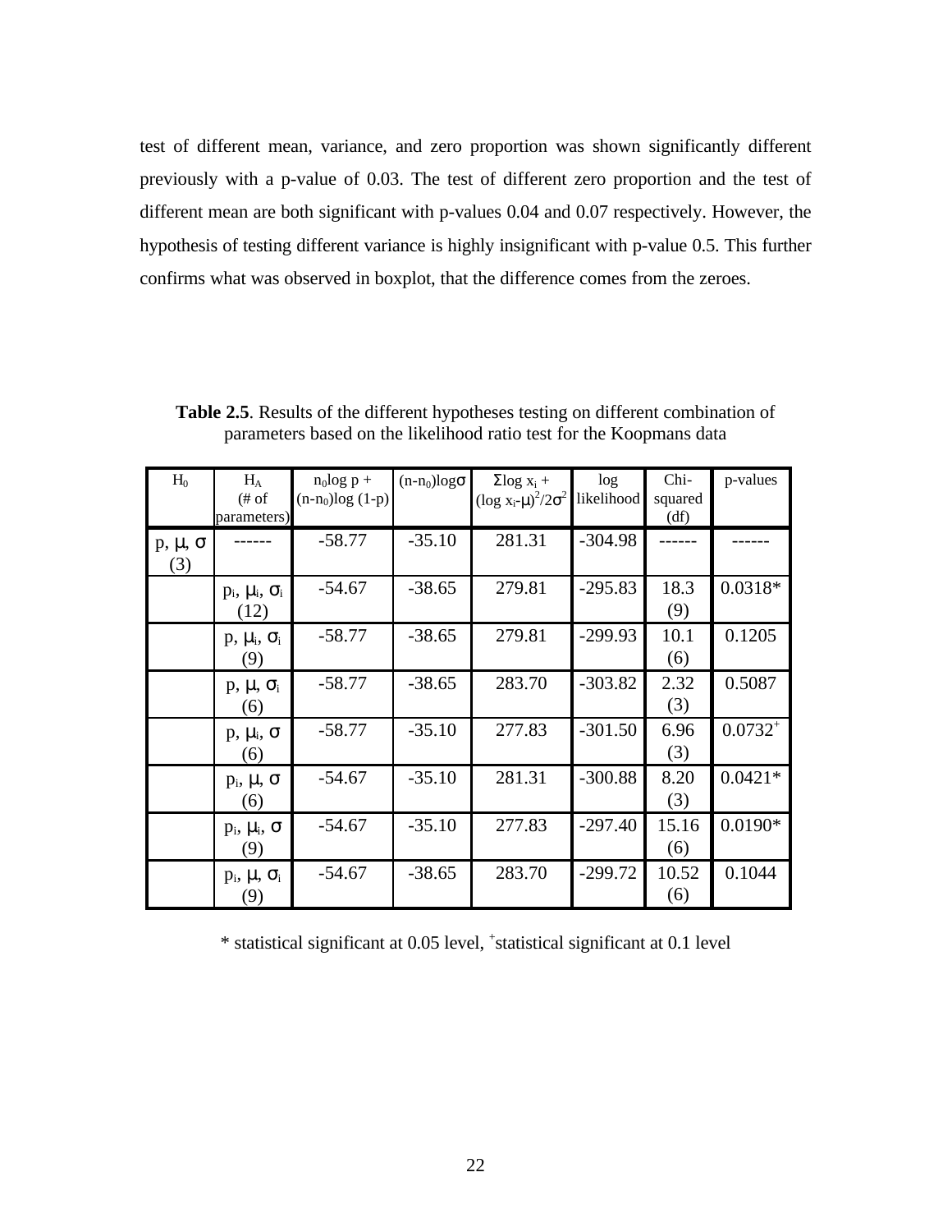test of different mean, variance, and zero proportion was shown significantly different previously with a p-value of 0.03. The test of different zero proportion and the test of different mean are both significant with p-values 0.04 and 0.07 respectively. However, the hypothesis of testing different variance is highly insignificant with p-value 0.5. This further confirms what was observed in boxplot, that the difference comes from the zeroes.

**Table 2.5**. Results of the different hypotheses testing on different combination of parameters based on the likelihood ratio test for the Koopmans data

| $H_0$ | $H_A$ (# of parameters) | $n_0 \log p + (n-n_0)\log(1-p)$ | $(n-n_0)\log\sigma$ | $\Sigma \log x_i + (\log x_i-\mu)^2/2\sigma^2$ | log likelihood | Chi-squared (df) | p-values |
|---|---|---|---|---|---|---|---|
| $p, \mu, \sigma$ (3) | ------ | -58.77 | -35.10 | 281.31 | -304.98 | ------ | ------ |
| | $p_i, \mu_i, \sigma_i$ (12) | -54.67 | -38.65 | 279.81 | -295.83 | 18.3 (9) | 0.0318* |
| | $p, \mu_i, \sigma_i$ (9) | -58.77 | -38.65 | 279.81 | -299.93 | 10.1 (6) | 0.1205 |
| | $p, \mu, \sigma_i$ (6) | -58.77 | -38.65 | 283.70 | -303.82 | 2.32 (3) | 0.5087 |
| | $p, \mu_i, \sigma$ (6) | -58.77 | -35.10 | 277.83 | -301.50 | 6.96 (3) | 0.0732+ |
| | $p_i, \mu, \sigma$ (6) | -54.67 | -35.10 | 281.31 | -300.88 | 8.20 (3) | 0.0421* |
| | $p_i, \mu_i, \sigma$ (9) | -54.67 | -35.10 | 277.83 | -297.40 | 15.16 (6) | 0.0190* |
| | $p_i, \mu, \sigma_i$ (9) | -54.67 | -38.65 | 283.70 | -299.72 | 10.52 (6) | 0.1044 |

* statistical significant at 0.05 level, + statistical significant at 0.1 level